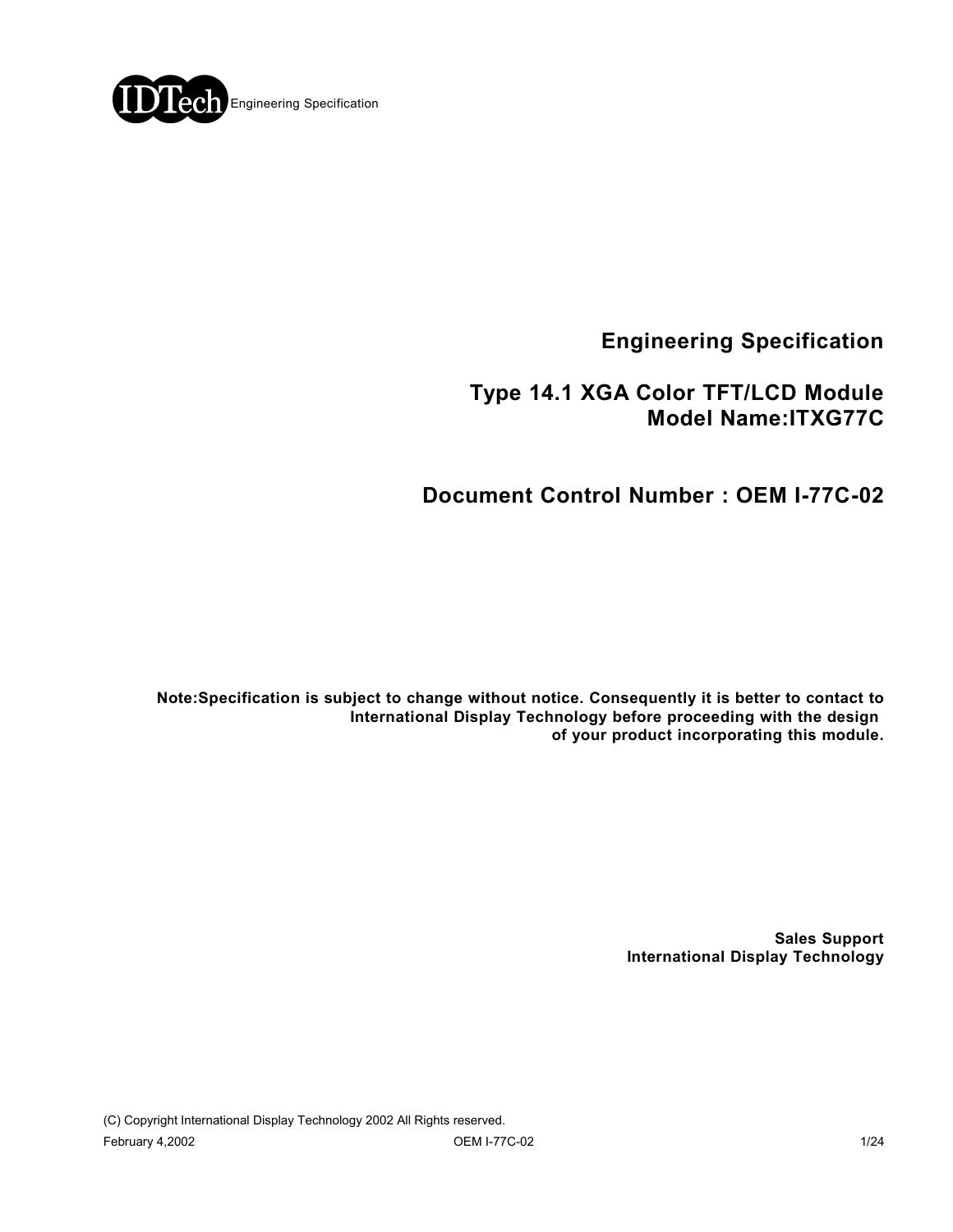IDTech Engineering Specification

# Engineering Specification

## Type 14.1 XGA Color TFT/LCD Module
## Model Name:ITXG77C

## Document Control Number : OEM I-77C-02

**Note:Specification is subject to change without notice. Consequently it is better to contact to International Display Technology before proceeding with the design of your product incorporating this module.**

**Sales Support**
**International Display Technology**

(C) Copyright International Display Technology 2002 All Rights reserved.

February 4,2002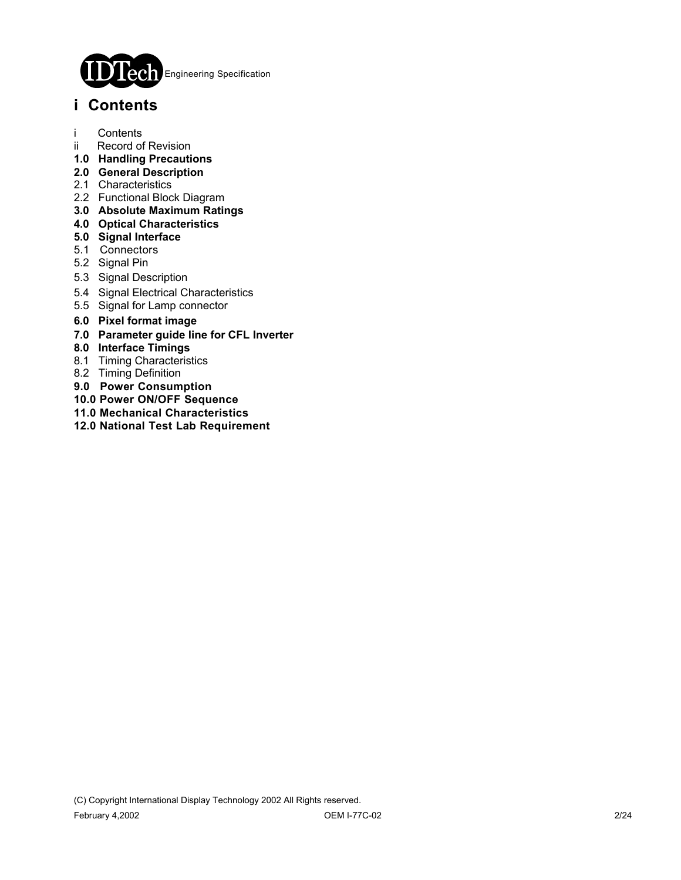# i Contents

i Contents
ii Record of Revision
**1.0 Handling Precautions**
**2.0 General Description**
2.1 Characteristics
2.2 Functional Block Diagram
**3.0 Absolute Maximum Ratings**
**4.0 Optical Characteristics**
**5.0 Signal Interface**
5.1 Connectors
5.2 Signal Pin
5.3 Signal Description
5.4 Signal Electrical Characteristics
5.5 Signal for Lamp connector
**6.0 Pixel format image**
**7.0 Parameter guide line for CFL Inverter**
**8.0 Interface Timings**
8.1 Timing Characteristics
8.2 Timing Definition
**9.0 Power Consumption**
**10.0 Power ON/OFF Sequence**
**11.0 Mechanical Characteristics**
**12.0 National Test Lab Requirement**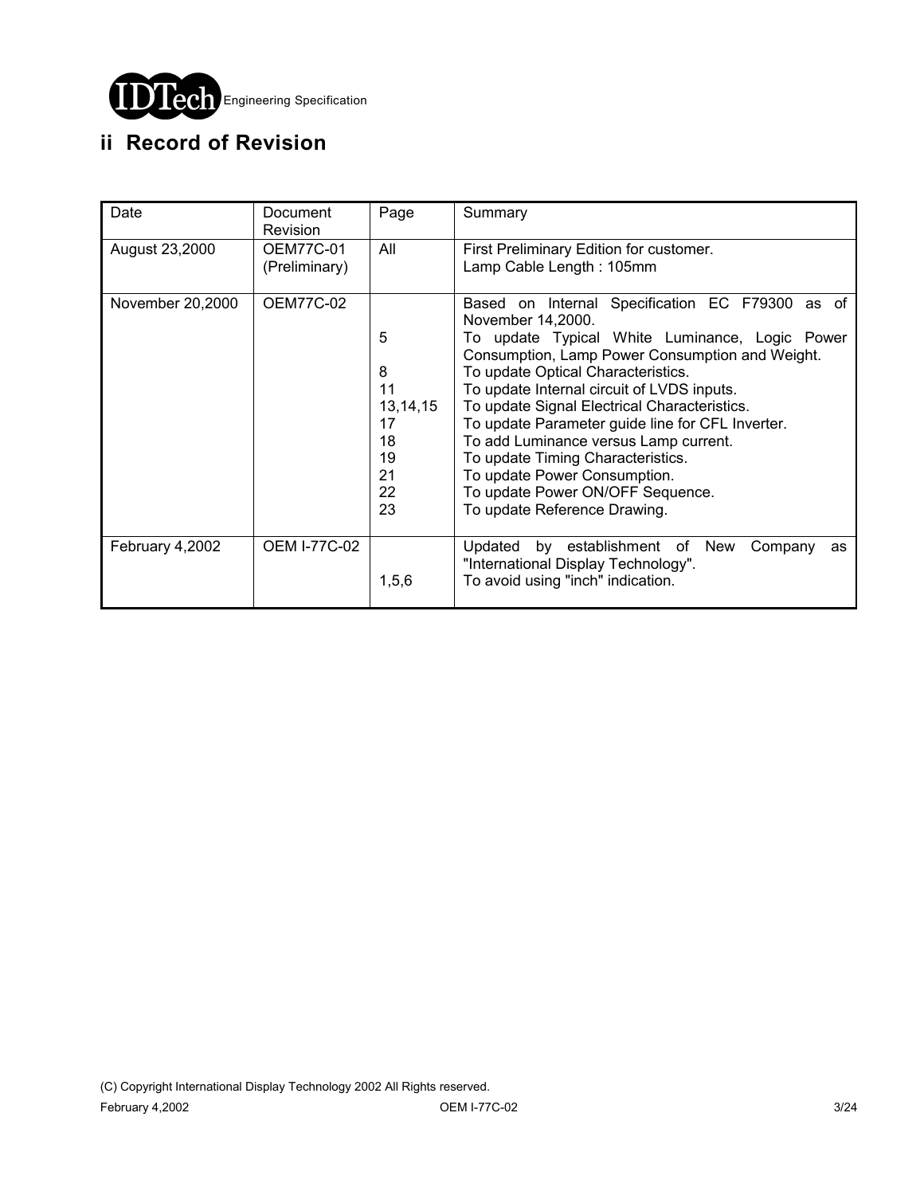## ii Record of Revision

| Date | Document Revision | Page | Summary |
|---|---|---|---|
| August 23,2000 | OEM77C-01 (Preliminary) | All | First Preliminary Edition for customer.<br>Lamp Cable Length : 105mm |
| November 20,2000 | OEM77C-02 | | Based on Internal Specification EC F79300 as of November 14,2000. |
| | | 5 | To update Typical White Luminance, Logic Power Consumption, Lamp Power Consumption and Weight. |
| | | 8 | To update Optical Characteristics. |
| | | 11 | To update Internal circuit of LVDS inputs. |
| | | 13,14,15 | To update Signal Electrical Characteristics. |
| | | 17 | To update Parameter guide line for CFL Inverter. |
| | | 18 | To add Luminance versus Lamp current. |
| | | 19 | To update Timing Characteristics. |
| | | 21 | To update Power Consumption. |
| | | 22 | To update Power ON/OFF Sequence. |
| | | 23 | To update Reference Drawing. |
| February 4,2002 | OEM I-77C-02 | | Updated by establishment of New Company as "International Display Technology". |
| | | 1,5,6 | To avoid using "inch" indication. |

(C) Copyright International Display Technology 2002 All Rights reserved.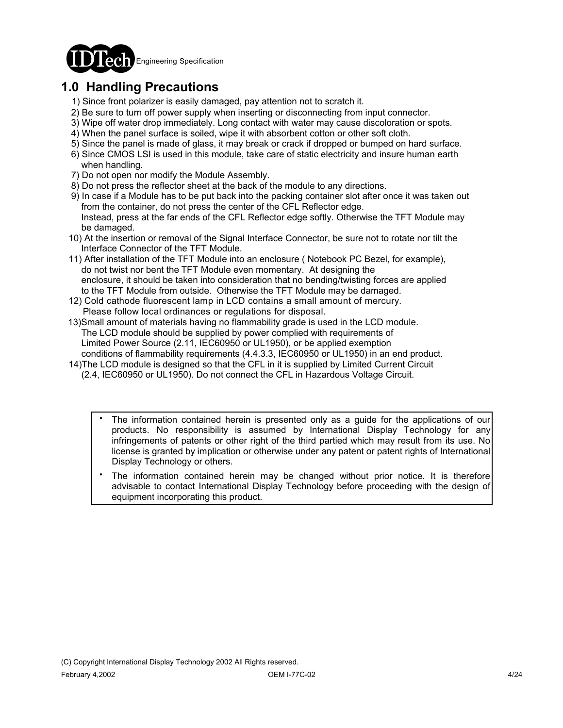## 1.0 Handling Precautions

1) Since front polarizer is easily damaged, pay attention not to scratch it.
2) Be sure to turn off power supply when inserting or disconnecting from input connector.
3) Wipe off water drop immediately. Long contact with water may cause discoloration or spots.
4) When the panel surface is soiled, wipe it with absorbent cotton or other soft cloth.
5) Since the panel is made of glass, it may break or crack if dropped or bumped on hard surface.
6) Since CMOS LSI is used in this module, take care of static electricity and insure human earth when handling.
7) Do not open nor modify the Module Assembly.
8) Do not press the reflector sheet at the back of the module to any directions.
9) In case if a Module has to be put back into the packing container slot after once it was taken out from the container, do not press the center of the CFL Reflector edge.
   Instead, press at the far ends of the CFL Reflector edge softly. Otherwise the TFT Module may be damaged.
10) At the insertion or removal of the Signal Interface Connector, be sure not to rotate nor tilt the Interface Connector of the TFT Module.
11) After installation of the TFT Module into an enclosure ( Notebook PC Bezel, for example), do not twist nor bent the TFT Module even momentary. At designing the enclosure, it should be taken into consideration that no bending/twisting forces are applied to the TFT Module from outside. Otherwise the TFT Module may be damaged.
12) Cold cathode fluorescent lamp in LCD contains a small amount of mercury.
    Please follow local ordinances or regulations for disposal.
13) Small amount of materials having no flammability grade is used in the LCD module. The LCD module should be supplied by power complied with requirements of Limited Power Source (2.11, IEC60950 or UL1950), or be applied exemption conditions of flammability requirements (4.4.3.3, IEC60950 or UL1950) in an end product.
14) The LCD module is designed so that the CFL in it is supplied by Limited Current Circuit (2.4, IEC60950 or UL1950). Do not connect the CFL in Hazardous Voltage Circuit.

- The information contained herein is presented only as a guide for the applications of our products. No responsibility is assumed by International Display Technology for any infringements of patents or other right of the third partied which may result from its use. No license is granted by implication or otherwise under any patent or patent rights of International Display Technology or others.
- The information contained herein may be changed without prior notice. It is therefore advisable to contact International Display Technology before proceeding with the design of equipment incorporating this product.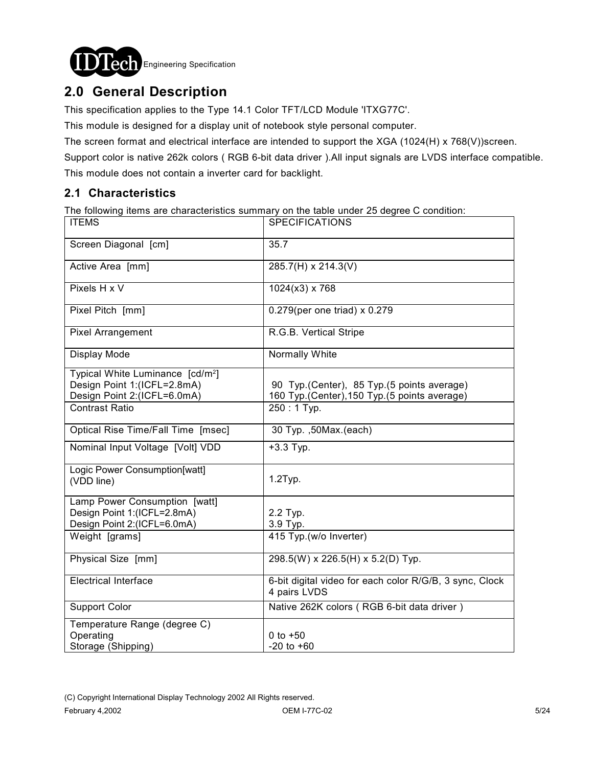## 2.0 General Description

This specification applies to the Type 14.1 Color TFT/LCD Module 'ITXG77C'.

This module is designed for a display unit of notebook style personal computer.

The screen format and electrical interface are intended to support the XGA (1024(H) x 768(V))screen.

Support color is native 262k colors ( RGB 6-bit data driver ).All input signals are LVDS interface compatible.

This module does not contain a inverter card for backlight.

### 2.1 Characteristics

The following items are characteristics summary on the table under 25 degree C condition:

| ITEMS | SPECIFICATIONS |
|---|---|
| Screen Diagonal [cm] | 35.7 |
| Active Area [mm] | 285.7(H) x 214.3(V) |
| Pixels H x V | 1024(x3) x 768 |
| Pixel Pitch [mm] | 0.279(per one triad) x 0.279 |
| Pixel Arrangement | R.G.B. Vertical Stripe |
| Display Mode | Normally White |
| Typical White Luminance [cd/m$^2$]<br>Design Point 1:(ICFL=2.8mA)<br>Design Point 2:(ICFL=6.0mA) | <br>90 Typ.(Center), 85 Typ.(5 points average)<br>160 Typ.(Center),150 Typ.(5 points average) |
| Contrast Ratio | 250 : 1 Typ. |
| Optical Rise Time/Fall Time [msec] | 30 Typ. ,50Max.(each) |
| Nominal Input Voltage [Volt] VDD | +3.3 Typ. |
| Logic Power Consumption[watt]<br>(VDD line) | 1.2Typ. |
| Lamp Power Consumption [watt]<br>Design Point 1:(ICFL=2.8mA)<br>Design Point 2:(ICFL=6.0mA) | <br>2.2 Typ.<br>3.9 Typ. |
| Weight [grams] | 415 Typ.(w/o Inverter) |
| Physical Size [mm] | 298.5(W) x 226.5(H) x 5.2(D) Typ. |
| Electrical Interface | 6-bit digital video for each color R/G/B, 3 sync, Clock<br>4 pairs LVDS |
| Support Color | Native 262K colors ( RGB 6-bit data driver ) |
| Temperature Range (degree C)<br>Operating<br>Storage (Shipping) | <br>0 to +50<br>-20 to +60 |

(C) Copyright International Display Technology 2002 All Rights reserved.

February 4,2002 OEM I-77C-02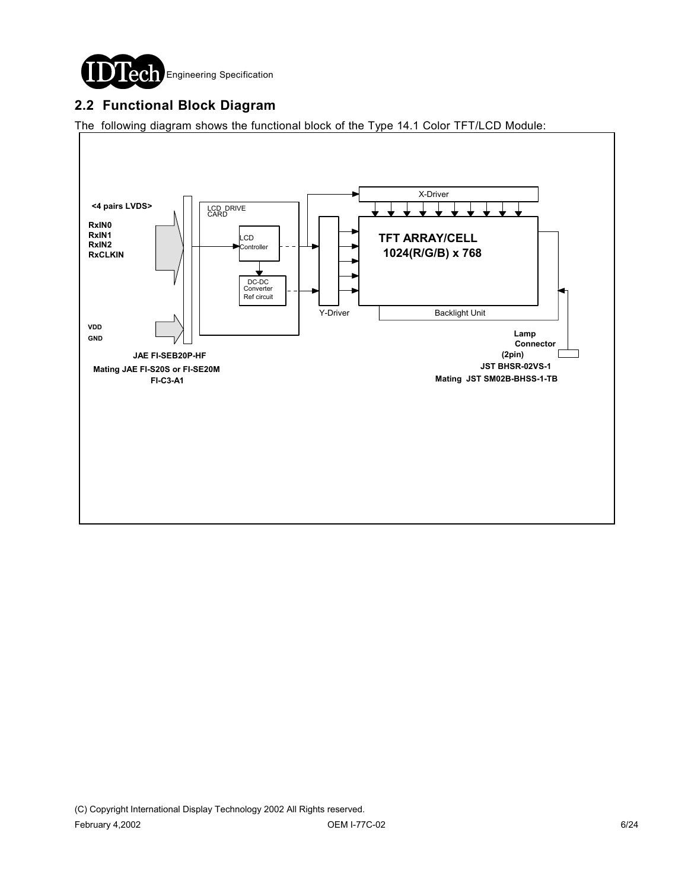## 2.2 Functional Block Diagram

The following diagram shows the functional block of the Type 14.1 Color TFT/LCD Module:

**<4 pairs LVDS>**

**RxIN0**
**RxIN1**
**RxIN2**
**RxCLKIN**

**VDD**
**GND**

**JAE FI-SEB20P-HF**
**Mating JAE FI-S20S or FI-SE20M**
**FI-C3-A1**

LCD DRIVE CARD

LCD Controller

DC-DC Converter Ref circuit

X-Driver

Y-Driver

**TFT ARRAY/CELL**
**1024(R/G/B) x 768**

Backlight Unit

**Lamp Connector (2pin)**
**JST BHSR-02VS-1**
**Mating JST SM02B-BHSS-1-TB**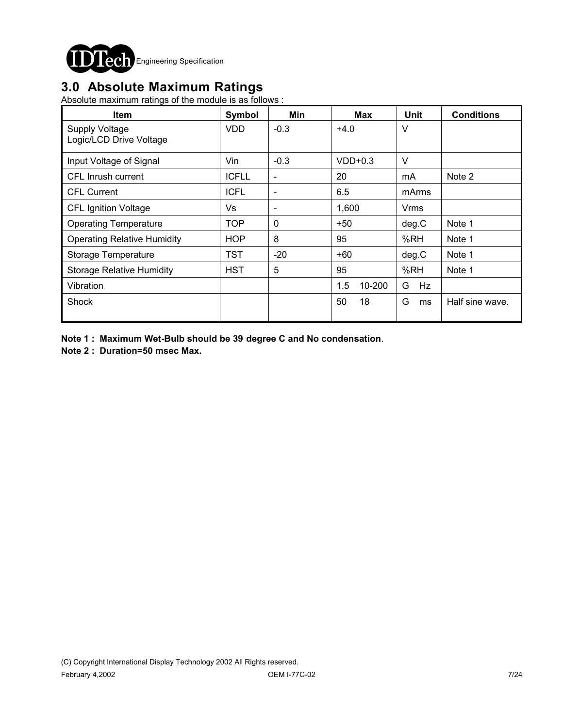## 3.0 Absolute Maximum Ratings

Absolute maximum ratings of the module is as follows :

| Item | Symbol | Min | Max | Unit | Conditions |
|---|---|---|---|---|---|
| Supply Voltage<br>Logic/LCD Drive Voltage | VDD | -0.3 | +4.0 | V | |
| Input Voltage of Signal | Vin | -0.3 | VDD+0.3 | V | |
| CFL Inrush current | ICFLL | - | 20 | mA | Note 2 |
| CFL Current | ICFL | - | 6.5 | mArms | |
| CFL Ignition Voltage | Vs | - | 1,600 | Vrms | |
| Operating Temperature | TOP | 0 | +50 | deg.C | Note 1 |
| Operating Relative Humidity | HOP | 8 | 95 | %RH | Note 1 |
| Storage Temperature | TST | -20 | +60 | deg.C | Note 1 |
| Storage Relative Humidity | HST | 5 | 95 | %RH | Note 1 |
| Vibration | | | 1.5 10-200 | G Hz | |
| Shock | | | 50 18 | G ms | Half sine wave. |

**Note 1 : Maximum Wet-Bulb should be 39 degree C and No condensation**.

**Note 2 : Duration=50 msec Max.**

(C) Copyright International Display Technology 2002 All Rights reserved.

February 4,2002 OEM I-77C-02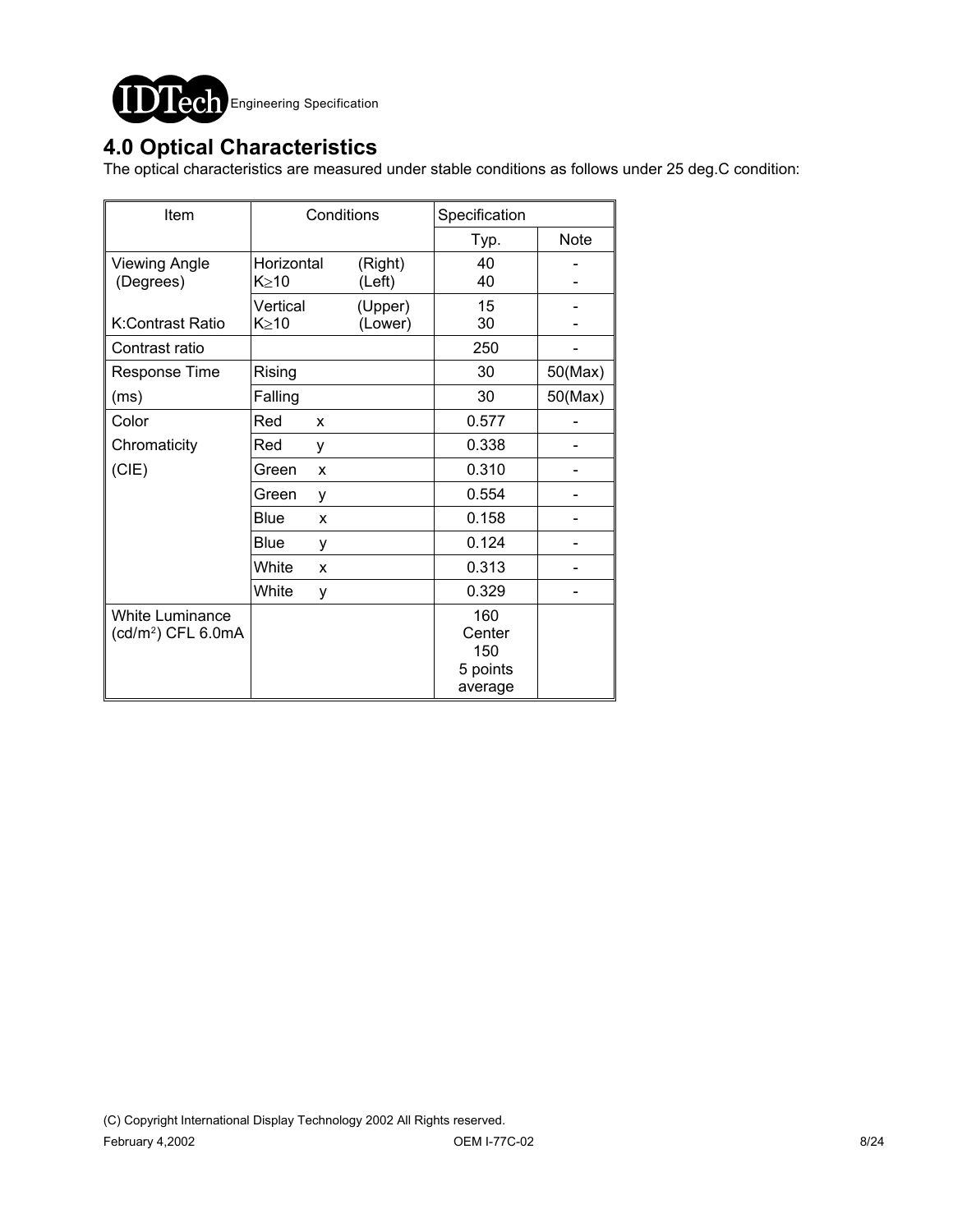## 4.0 Optical Characteristics

The optical characteristics are measured under stable conditions as follows under 25 deg.C condition:

| Item | Conditions | | Specification | |
|---|---|---|---|---|
| | | | Typ. | Note |
| Viewing Angle (Degrees) | Horizontal K≥10 | (Right) (Left) | 40 40 | - - |
| K:Contrast Ratio | Vertical K≥10 | (Upper) (Lower) | 15 30 | - - |
| Contrast ratio | | | 250 | - |
| Response Time (ms) | Rising | | 30 | 50(Max) |
| | Falling | | 30 | 50(Max) |
| Color Chromaticity (CIE) | Red x | | 0.577 | - |
| | Red y | | 0.338 | - |
| | Green x | | 0.310 | - |
| | Green y | | 0.554 | - |
| | Blue x | | 0.158 | - |
| | Blue y | | 0.124 | - |
| | White x | | 0.313 | - |
| | White y | | 0.329 | - |
| White Luminance (cd/m$^2$) CFL 6.0mA | | | 160 Center 150 5 points average | |

(C) Copyright International Display Technology 2002 All Rights reserved.

February 4,2002 OEM I-77C-02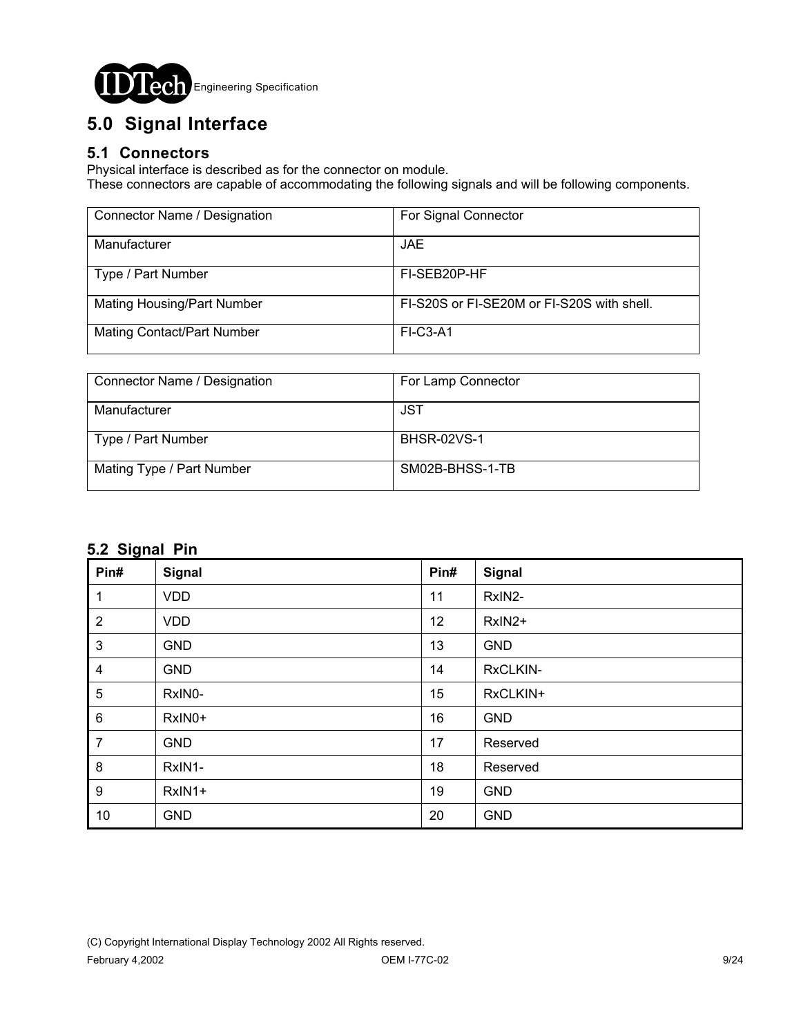## 5.0 Signal Interface

### 5.1 Connectors

Physical interface is described as for the connector on module.
These connectors are capable of accommodating the following signals and will be following components.

| Connector Name / Designation | For Signal Connector |
|---|---|
| Manufacturer | JAE |
| Type / Part Number | FI-SEB20P-HF |
| Mating Housing/Part Number | FI-S20S or FI-SE20M or FI-S20S with shell. |
| Mating Contact/Part Number | FI-C3-A1 |

| Connector Name / Designation | For Lamp Connector |
|---|---|
| Manufacturer | JST |
| Type / Part Number | BHSR-02VS-1 |
| Mating Type / Part Number | SM02B-BHSS-1-TB |

### 5.2 Signal Pin

| Pin# | Signal | Pin# | Signal |
|---|---|---|---|
| 1 | VDD | 11 | RxIN2- |
| 2 | VDD | 12 | RxIN2+ |
| 3 | GND | 13 | GND |
| 4 | GND | 14 | RxCLKIN- |
| 5 | RxIN0- | 15 | RxCLKIN+ |
| 6 | RxIN0+ | 16 | GND |
| 7 | GND | 17 | Reserved |
| 8 | RxIN1- | 18 | Reserved |
| 9 | RxIN1+ | 19 | GND |
| 10 | GND | 20 | GND |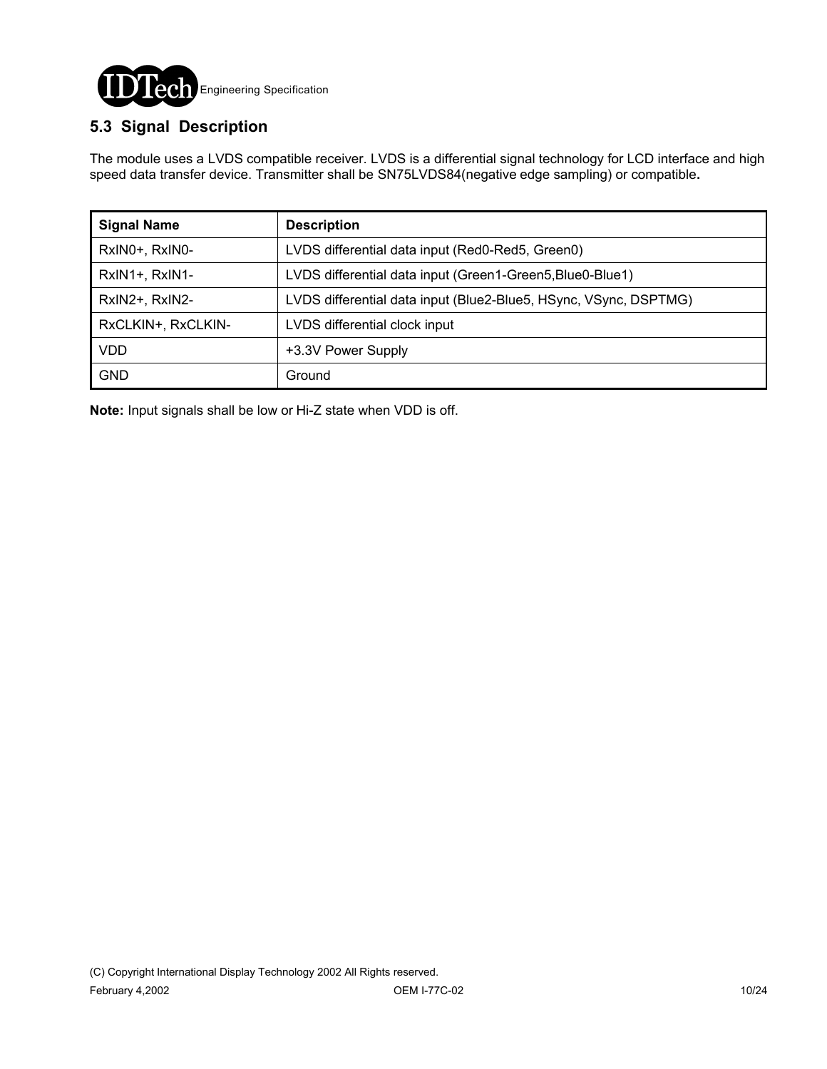## 5.3 Signal Description

The module uses a LVDS compatible receiver. LVDS is a differential signal technology for LCD interface and high speed data transfer device. Transmitter shall be SN75LVDS84(negative edge sampling) or compatible**.**

| Signal Name | Description |
|---|---|
| RxIN0+, RxIN0- | LVDS differential data input (Red0-Red5, Green0) |
| RxIN1+, RxIN1- | LVDS differential data input (Green1-Green5,Blue0-Blue1) |
| RxIN2+, RxIN2- | LVDS differential data input (Blue2-Blue5, HSync, VSync, DSPTMG) |
| RxCLKIN+, RxCLKIN- | LVDS differential clock input |
| VDD | +3.3V Power Supply |
| GND | Ground |

**Note:** Input signals shall be low or Hi-Z state when VDD is off.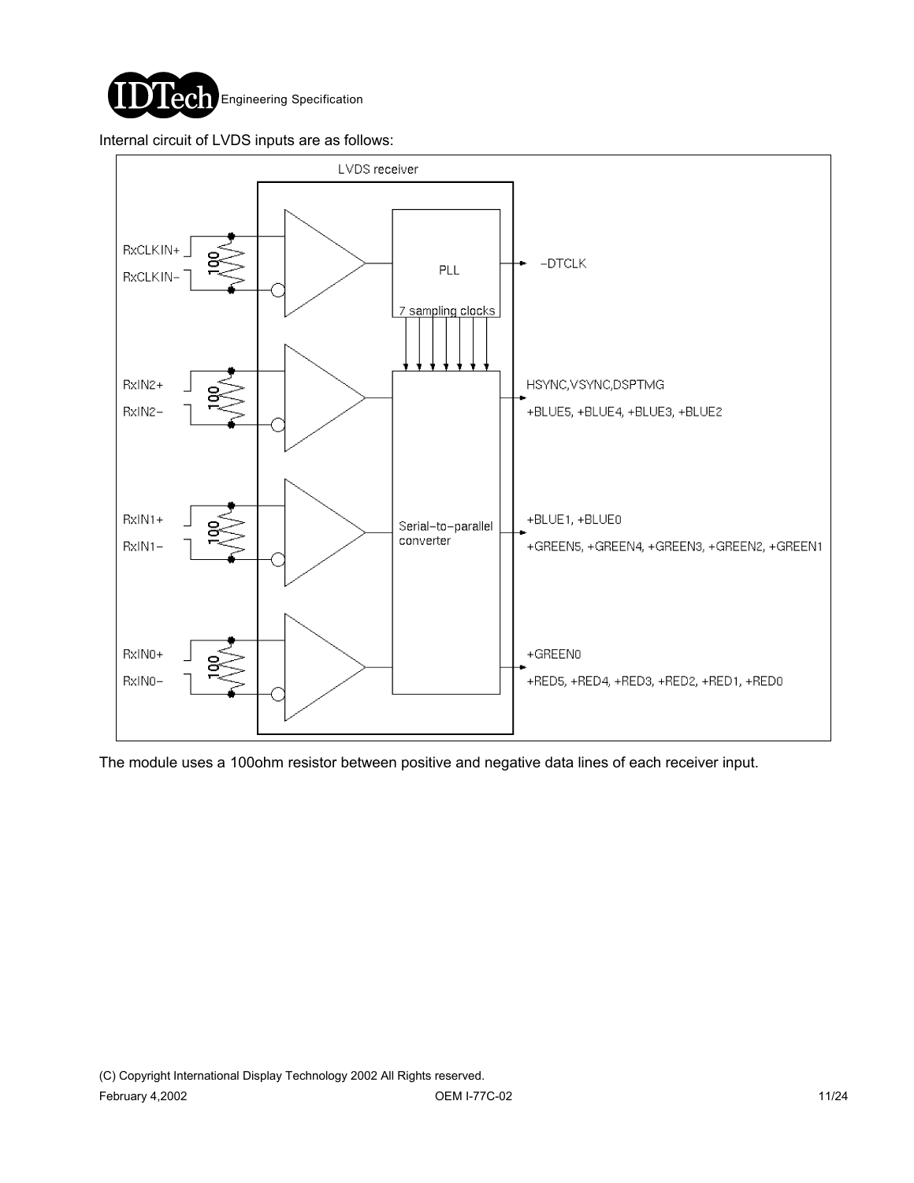Internal circuit of LVDS inputs are as follows:

LVDS receiver

RxCLKIN+
RxCLKIN−
100
PLL
−DTCLK
7 sampling clocks

RxIN2+
RxIN2−
100
HSYNC,VSYNC,DSPTMG
+BLUE5, +BLUE4, +BLUE3, +BLUE2

RxIN1+
RxIN1−
100
Serial−to−parallel converter
+BLUE1, +BLUE0
+GREEN5, +GREEN4, +GREEN3, +GREEN2, +GREEN1

RxIN0+
RxIN0−
100
+GREEN0
+RED5, +RED4, +RED3, +RED2, +RED1, +RED0

The module uses a 100ohm resistor between positive and negative data lines of each receiver input.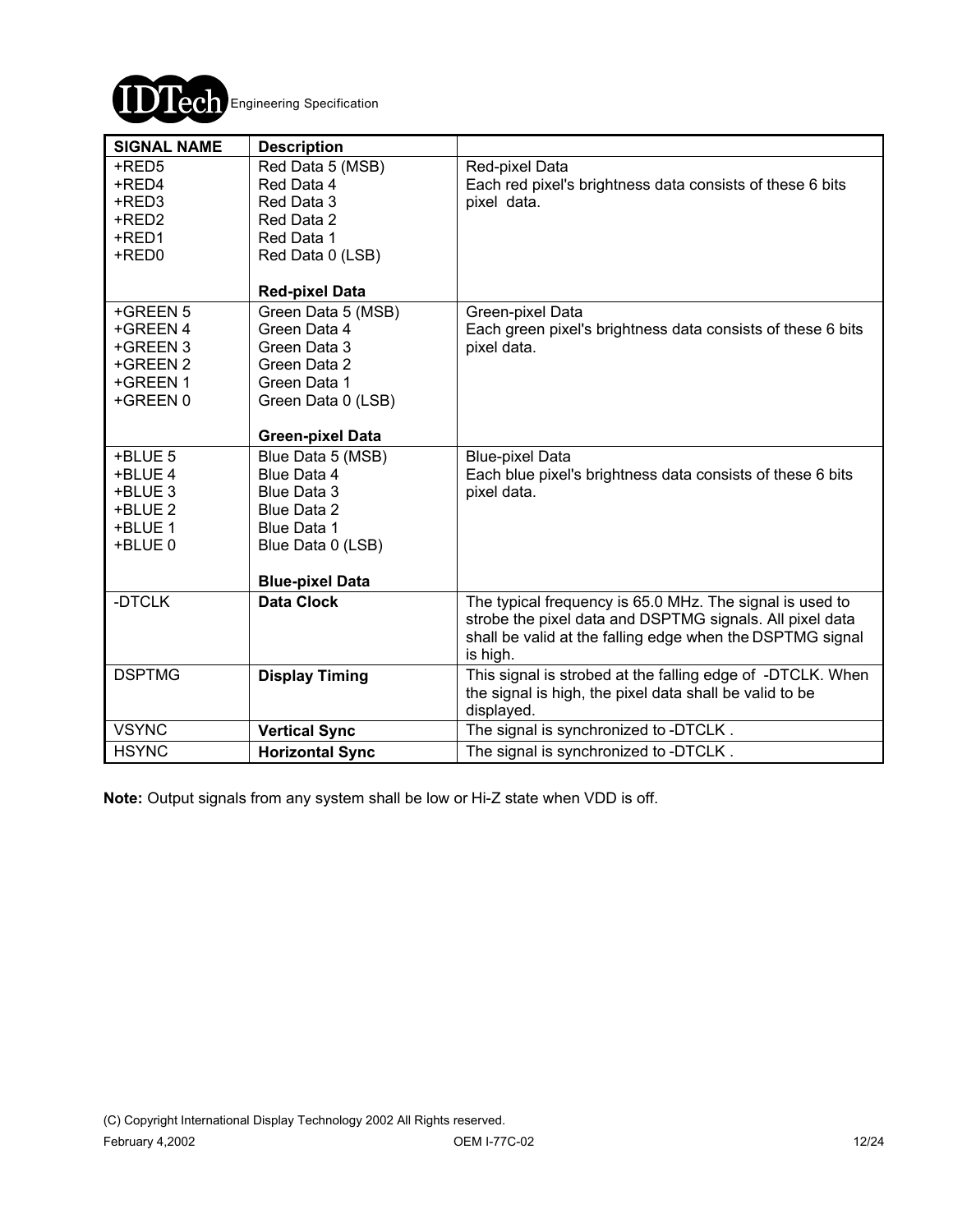| SIGNAL NAME | Description | |
|---|---|---|
| +RED5<br>+RED4<br>+RED3<br>+RED2<br>+RED1<br>+RED0 | Red Data 5 (MSB)<br>Red Data 4<br>Red Data 3<br>Red Data 2<br>Red Data 1<br>Red Data 0 (LSB)<br><br>**Red-pixel Data** | Red-pixel Data<br>Each red pixel's brightness data consists of these 6 bits pixel data. |
| +GREEN 5<br>+GREEN 4<br>+GREEN 3<br>+GREEN 2<br>+GREEN 1<br>+GREEN 0 | Green Data 5 (MSB)<br>Green Data 4<br>Green Data 3<br>Green Data 2<br>Green Data 1<br>Green Data 0 (LSB)<br><br>**Green-pixel Data** | Green-pixel Data<br>Each green pixel's brightness data consists of these 6 bits pixel data. |
| +BLUE 5<br>+BLUE 4<br>+BLUE 3<br>+BLUE 2<br>+BLUE 1<br>+BLUE 0 | Blue Data 5 (MSB)<br>Blue Data 4<br>Blue Data 3<br>Blue Data 2<br>Blue Data 1<br>Blue Data 0 (LSB)<br><br>**Blue-pixel Data** | Blue-pixel Data<br>Each blue pixel's brightness data consists of these 6 bits pixel data. |
| -DTCLK | **Data Clock** | The typical frequency is 65.0 MHz. The signal is used to strobe the pixel data and DSPTMG signals. All pixel data shall be valid at the falling edge when the DSPTMG signal is high. |
| DSPTMG | **Display Timing** | This signal is strobed at the falling edge of -DTCLK. When the signal is high, the pixel data shall be valid to be displayed. |
| VSYNC | **Vertical Sync** | The signal is synchronized to -DTCLK . |
| HSYNC | **Horizontal Sync** | The signal is synchronized to -DTCLK . |

**Note:** Output signals from any system shall be low or Hi-Z state when VDD is off.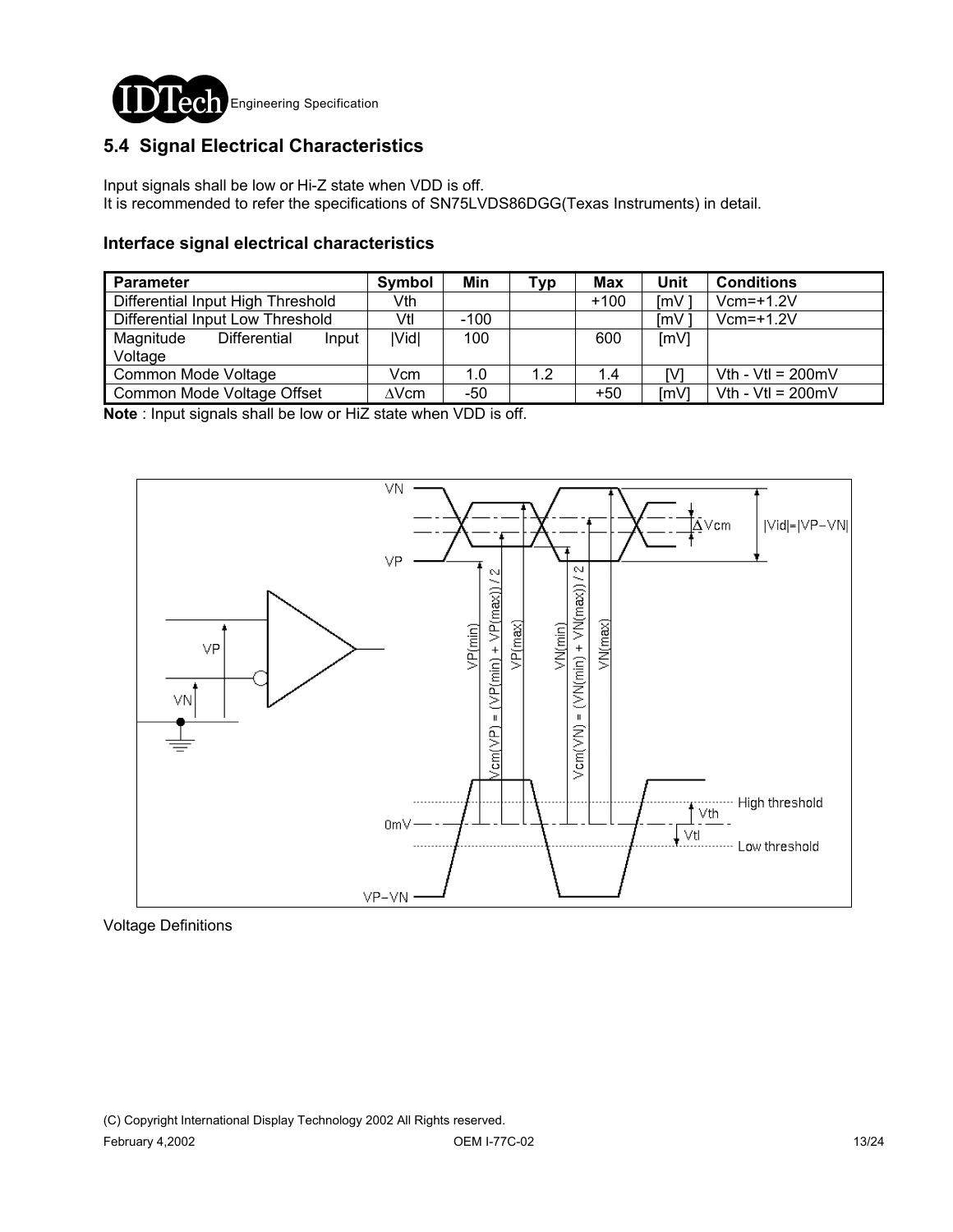## 5.4 Signal Electrical Characteristics

Input signals shall be low or Hi-Z state when VDD is off.
It is recommended to refer the specifications of SN75LVDS86DGG(Texas Instruments) in detail.

### Interface signal electrical characteristics

| Parameter | Symbol | Min | Typ | Max | Unit | Conditions |
|---|---|---|---|---|---|---|
| Differential Input High Threshold | Vth | | | +100 | [mV ] | Vcm=+1.2V |
| Differential Input Low Threshold | Vtl | -100 | | | [mV ] | Vcm=+1.2V |
| Magnitude Differential Input Voltage | \|Vid\| | 100 | | 600 | [mV] | |
| Common Mode Voltage | Vcm | 1.0 | 1.2 | 1.4 | [V] | Vth - Vtl = 200mV |
| Common Mode Voltage Offset | ∆Vcm | -50 | | +50 | [mV] | Vth - Vtl = 200mV |

**Note** : Input signals shall be low or HiZ state when VDD is off.

Voltage Definitions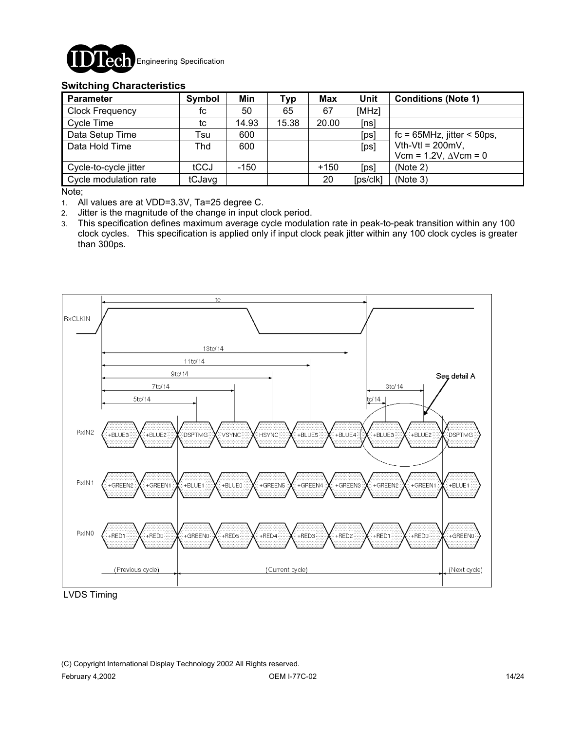## Switching Characteristics

| Parameter | Symbol | Min | Typ | Max | Unit | Conditions (Note 1) |
|---|---|---|---|---|---|---|
| Clock Frequency | fc | 50 | 65 | 67 | [MHz] | |
| Cycle Time | tc | 14.93 | 15.38 | 20.00 | [ns] | |
| Data Setup Time | Tsu | 600 | | | [ps] | fc = 65MHz, jitter < 50ps, |
| Data Hold Time | Thd | 600 | | | [ps] | Vth-Vtl = 200mV, Vcm = 1.2V, ∆Vcm = 0 |
| Cycle-to-cycle jitter | tCCJ | -150 | | +150 | [ps] | (Note 2) |
| Cycle modulation rate | tCJavg | | | 20 | [ps/clk] | (Note 3) |

Note;

1. All values are at VDD=3.3V, Ta=25 degree C.
2. Jitter is the magnitude of the change in input clock period.
3. This specification defines maximum average cycle modulation rate in peak-to-peak transition within any 100 clock cycles. This specification is applied only if input clock peak jitter within any 100 clock cycles is greater than 300ps.

LVDS Timing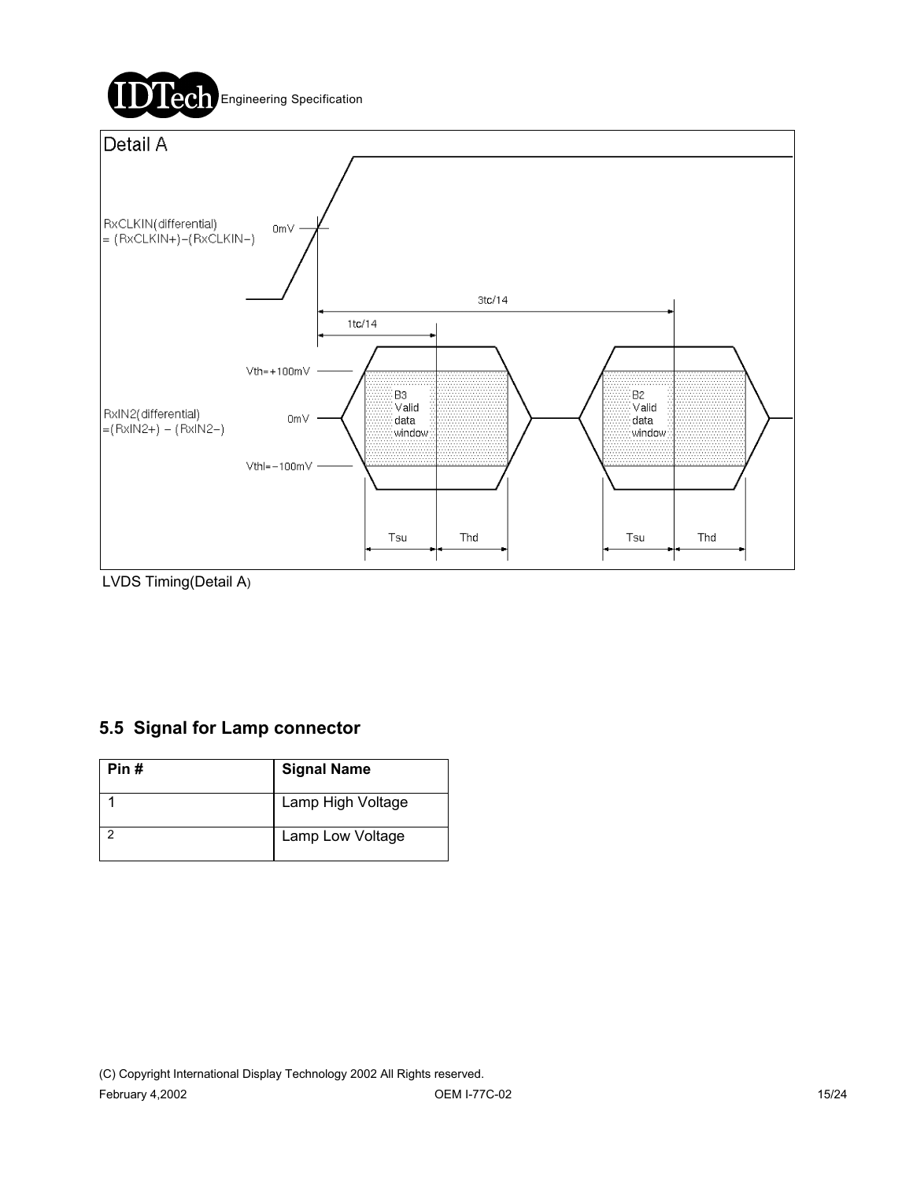Detail A

RxCLKIN(differential) = (RxCLKIN+)-(RxCLKIN-)

0mV

3tc/14

1tc/14

Vth=+100mV

RxIN2(differential) =(RxIN2+) - (RxIN2-)

0mV

Vthl=-100mV

B3 Valid data window

B2 Valid data window

Tsu Thd Tsu Thd

LVDS Timing(Detail A)

## 5.5 Signal for Lamp connector

| Pin # | Signal Name |
|---|---|
| 1 | Lamp High Voltage |
| 2 | Lamp Low Voltage |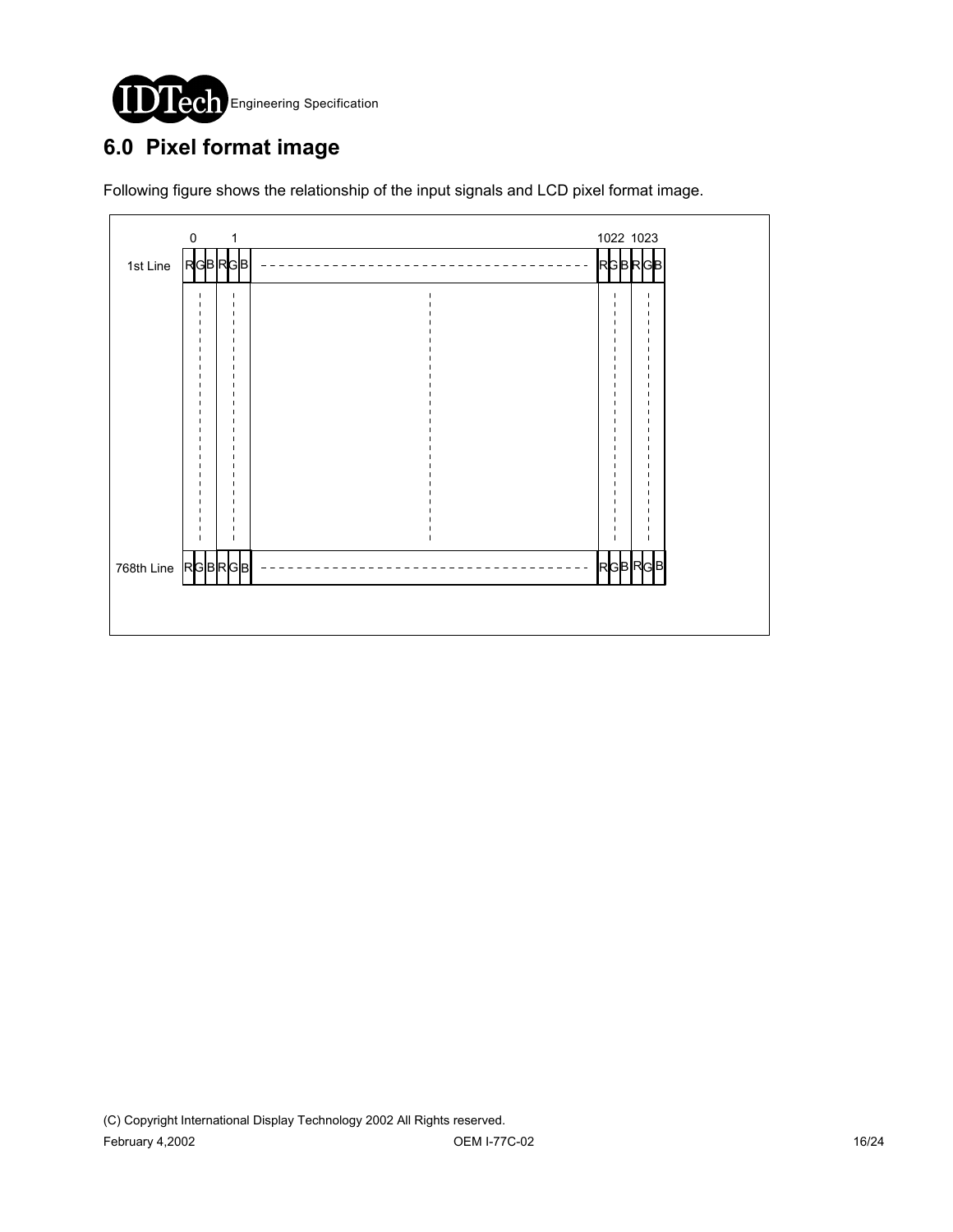# 6.0 Pixel format image

Following figure shows the relationship of the input signals and LCD pixel format image.

|  | 0 | 1 | ... | 1022 | 1023 |
|---|---|---|---|---|---|
| 1st Line | RGB | RGB | ... | RGB | RGB |
| ⋮ | ⋮ | ⋮ | ⋮ | ⋮ | ⋮ |
| 768th Line | RGB | RGB | ... | RGB | RGB |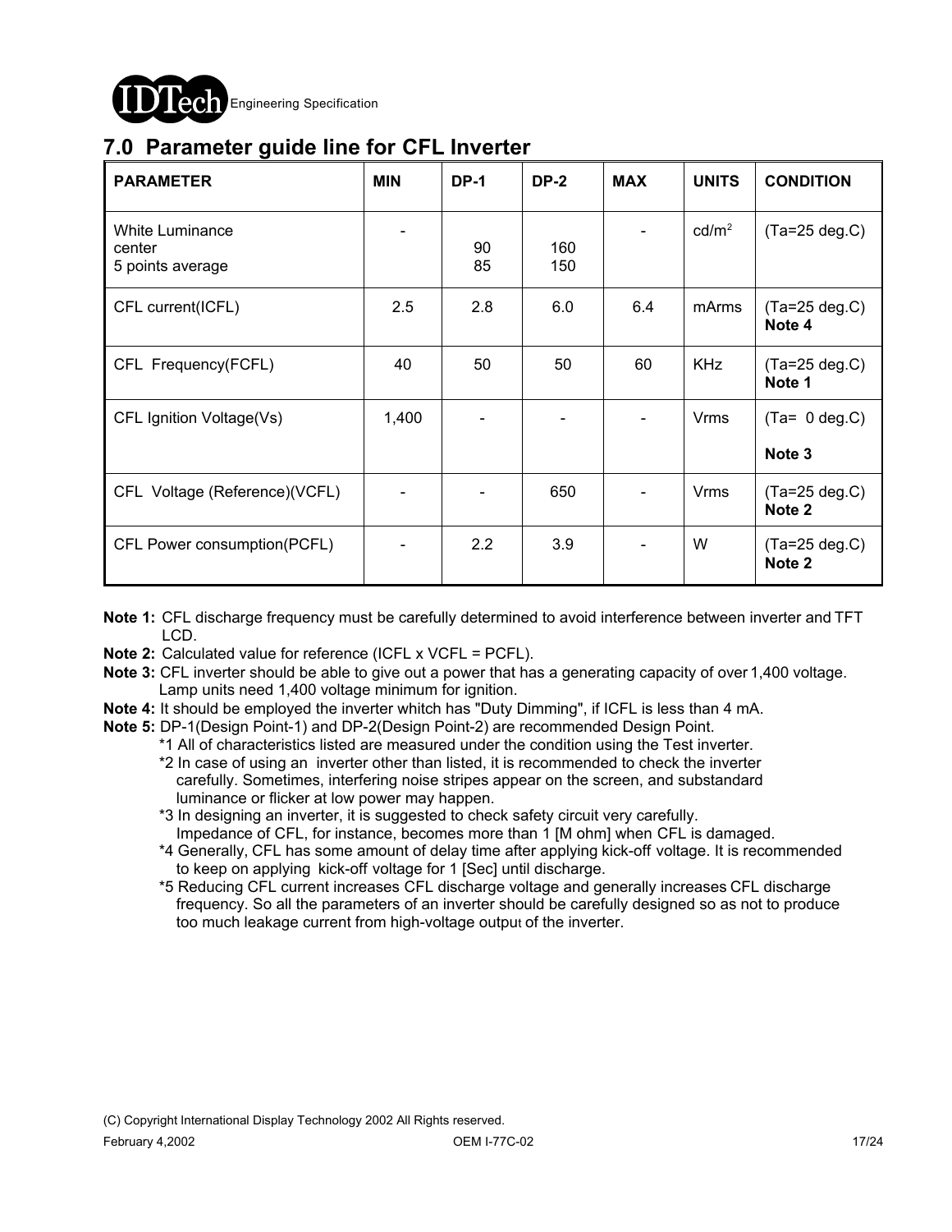## 7.0 Parameter guide line for CFL Inverter

| PARAMETER | MIN | DP-1 | DP-2 | MAX | UNITS | CONDITION |
|---|---|---|---|---|---|---|
| White Luminance<br>center<br>5 points average | - | <br>90<br>85 | <br>160<br>150 | - | $cd/m^2$ | (Ta=25 deg.C) |
| CFL current(ICFL) | 2.5 | 2.8 | 6.0 | 6.4 | mArms | (Ta=25 deg.C)<br>**Note 4** |
| CFL Frequency(FCFL) | 40 | 50 | 50 | 60 | KHz | (Ta=25 deg.C)<br>**Note 1** |
| CFL Ignition Voltage(Vs) | 1,400 | - | - | - | Vrms | (Ta= 0 deg.C)<br>**Note 3** |
| CFL Voltage (Reference)(VCFL) | - | - | 650 | - | Vrms | (Ta=25 deg.C)<br>**Note 2** |
| CFL Power consumption(PCFL) | - | 2.2 | 3.9 | - | W | (Ta=25 deg.C)<br>**Note 2** |

**Note 1:** CFL discharge frequency must be carefully determined to avoid interference between inverter and TFT LCD.

**Note 2:** Calculated value for reference (ICFL x VCFL = PCFL).

**Note 3:** CFL inverter should be able to give out a power that has a generating capacity of over 1,400 voltage. Lamp units need 1,400 voltage minimum for ignition.

**Note 4:** It should be employed the inverter whitch has "Duty Dimming", if ICFL is less than 4 mA.

**Note 5:** DP-1(Design Point-1) and DP-2(Design Point-2) are recommended Design Point.

*1 All of characteristics listed are measured under the condition using the Test inverter.

*2 In case of using an inverter other than listed, it is recommended to check the inverter carefully. Sometimes, interfering noise stripes appear on the screen, and substandard luminance or flicker at low power may happen.

*3 In designing an inverter, it is suggested to check safety circuit very carefully. Impedance of CFL, for instance, becomes more than 1 [M ohm] when CFL is damaged.

*4 Generally, CFL has some amount of delay time after applying kick-off voltage. It is recommended to keep on applying kick-off voltage for 1 [Sec] until discharge.

*5 Reducing CFL current increases CFL discharge voltage and generally increases CFL discharge frequency. So all the parameters of an inverter should be carefully designed so as not to produce too much leakage current from high-voltage output of the inverter.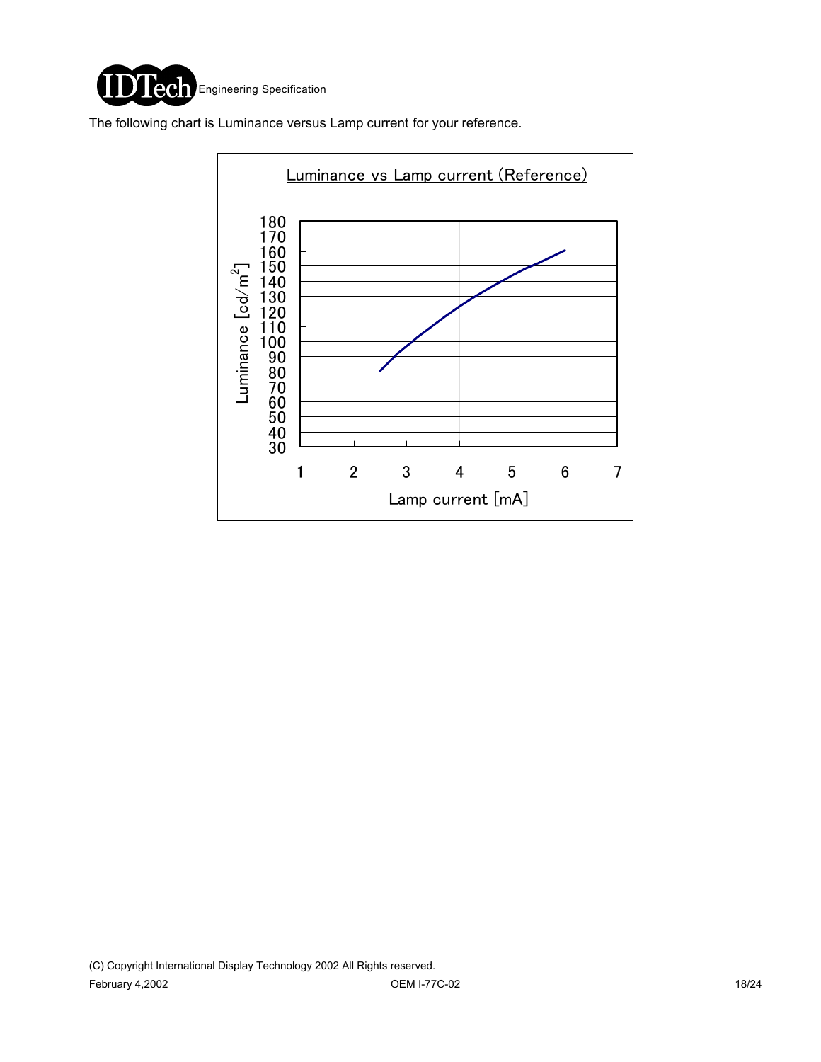The following chart is Luminance versus Lamp current for your reference.

Luminance vs Lamp current (Reference)

Luminance [cd/m$^2$]

180
170
160
150
140
130
120
110
100
90
80
70
60
50
40
30

1 2 3 4 5 6 7

Lamp current [mA]

(C) Copyright International Display Technology 2002 All Rights reserved.

February 4,2002 OEM I-77C-02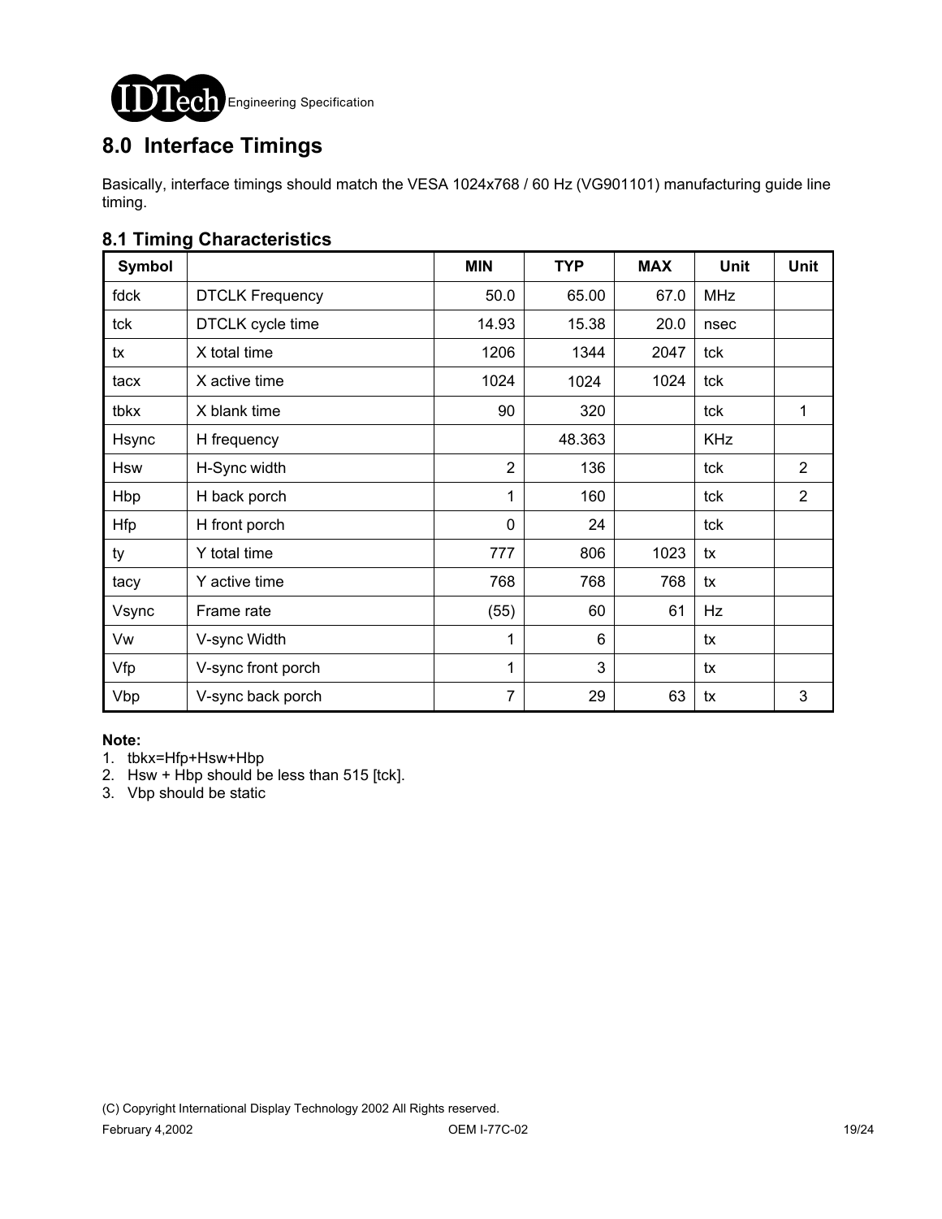## 8.0 Interface Timings

Basically, interface timings should match the VESA 1024x768 / 60 Hz (VG901101) manufacturing guide line timing.

### 8.1 Timing Characteristics

| Symbol | | MIN | TYP | MAX | Unit | Unit |
|---|---|---|---|---|---|---|
| fdck | DTCLK Frequency | 50.0 | 65.00 | 67.0 | MHz | |
| tck | DTCLK cycle time | 14.93 | 15.38 | 20.0 | nsec | |
| tx | X total time | 1206 | 1344 | 2047 | tck | |
| tacx | X active time | 1024 | 1024 | 1024 | tck | |
| tbkx | X blank time | 90 | 320 | | tck | 1 |
| Hsync | H frequency | | 48.363 | | KHz | |
| Hsw | H-Sync width | 2 | 136 | | tck | 2 |
| Hbp | H back porch | 1 | 160 | | tck | 2 |
| Hfp | H front porch | 0 | 24 | | tck | |
| ty | Y total time | 777 | 806 | 1023 | tx | |
| tacy | Y active time | 768 | 768 | 768 | tx | |
| Vsync | Frame rate | (55) | 60 | 61 | Hz | |
| Vw | V-sync Width | 1 | 6 | | tx | |
| Vfp | V-sync front porch | 1 | 3 | | tx | |
| Vbp | V-sync back porch | 7 | 29 | 63 | tx | 3 |

**Note:**

1. tbkx=Hfp+Hsw+Hbp
2. Hsw + Hbp should be less than 515 [tck].
3. Vbp should be static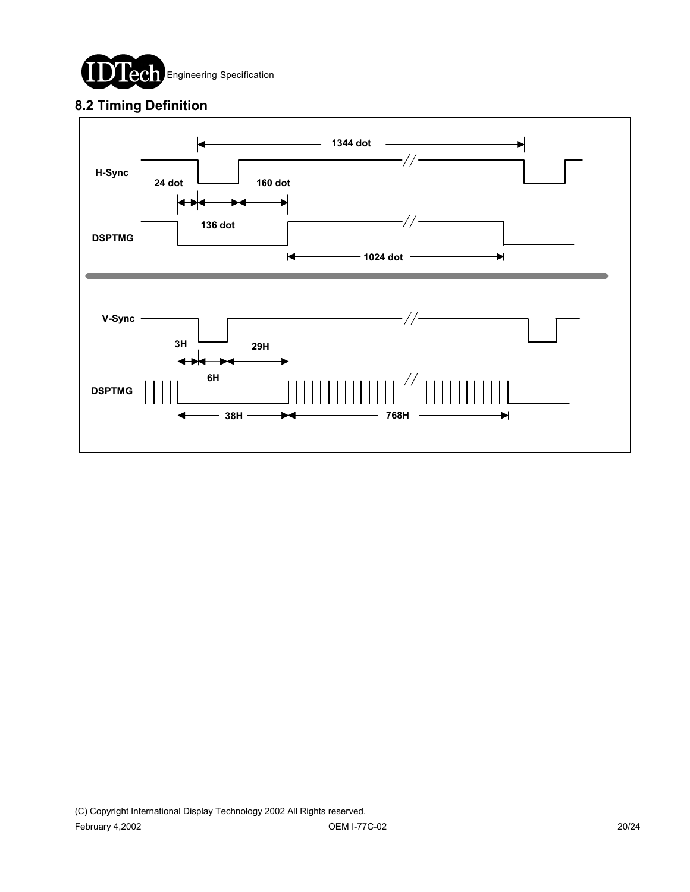## 8.2 Timing Definition

H-Sync

DSPTMG

1344 dot

24 dot

136 dot

160 dot

1024 dot

V-Sync

DSPTMG

3H

6H

29H

38H

768H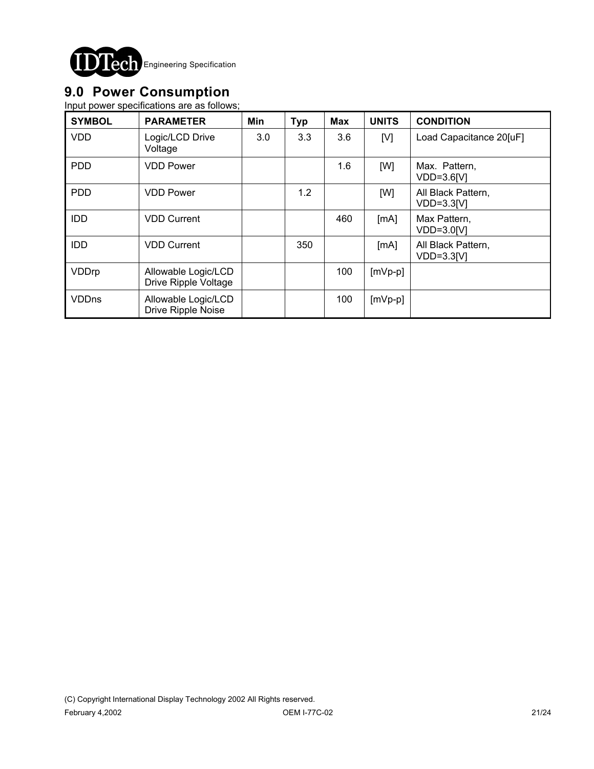## 9.0 Power Consumption

Input power specifications are as follows;

| SYMBOL | PARAMETER | Min | Typ | Max | UNITS | CONDITION |
|---|---|---|---|---|---|---|
| VDD | Logic/LCD Drive Voltage | 3.0 | 3.3 | 3.6 | [V] | Load Capacitance 20[uF] |
| PDD | VDD Power | | | 1.6 | [W] | Max. Pattern, VDD=3.6[V] |
| PDD | VDD Power | | 1.2 | | [W] | All Black Pattern, VDD=3.3[V] |
| IDD | VDD Current | | | 460 | [mA] | Max Pattern, VDD=3.0[V] |
| IDD | VDD Current | | 350 | | [mA] | All Black Pattern, VDD=3.3[V] |
| VDDrp | Allowable Logic/LCD Drive Ripple Voltage | | | 100 | [mVp-p] | |
| VDDns | Allowable Logic/LCD Drive Ripple Noise | | | 100 | [mVp-p] | |

(C) Copyright International Display Technology 2002 All Rights reserved.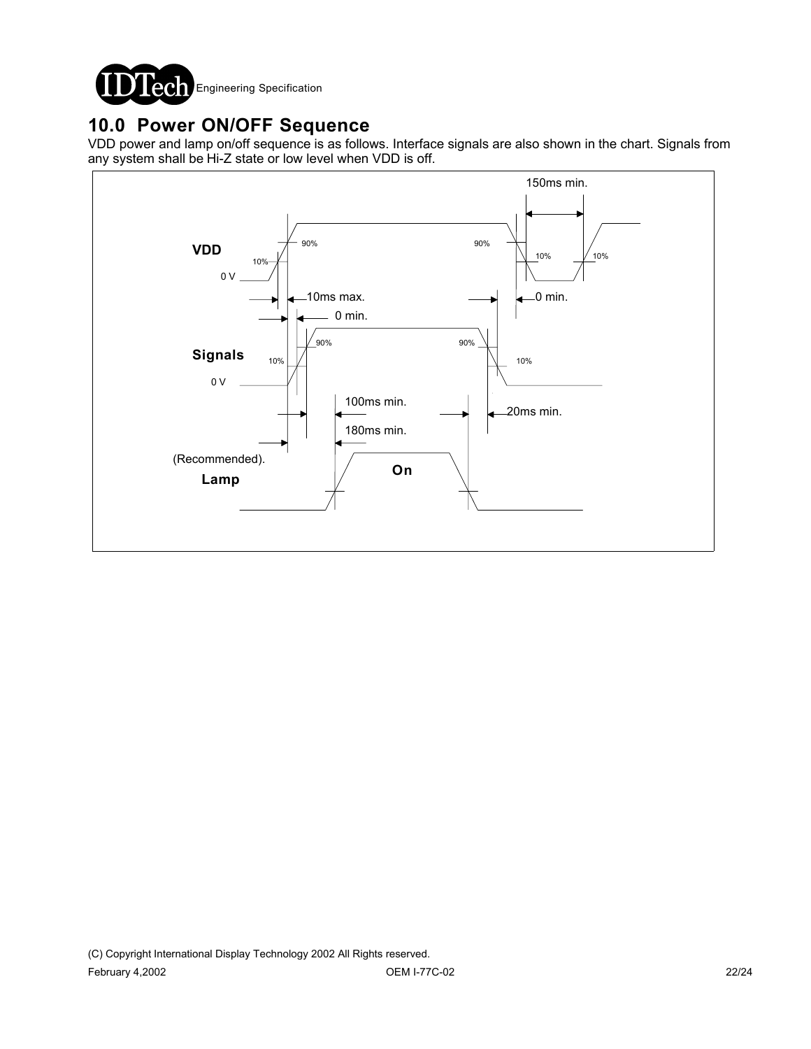# 10.0 Power ON/OFF Sequence

VDD power and lamp on/off sequence is as follows. Interface signals are also shown in the chart. Signals from any system shall be Hi-Z state or low level when VDD is off.

150ms min.

VDD

0 V

90% 90%

10% 10% 10%

10ms max.

0 min.

0 min.

Signals

0 V

90% 90%

10% 10%

100ms min.

20ms min.

180ms min.

(Recommended).

Lamp

On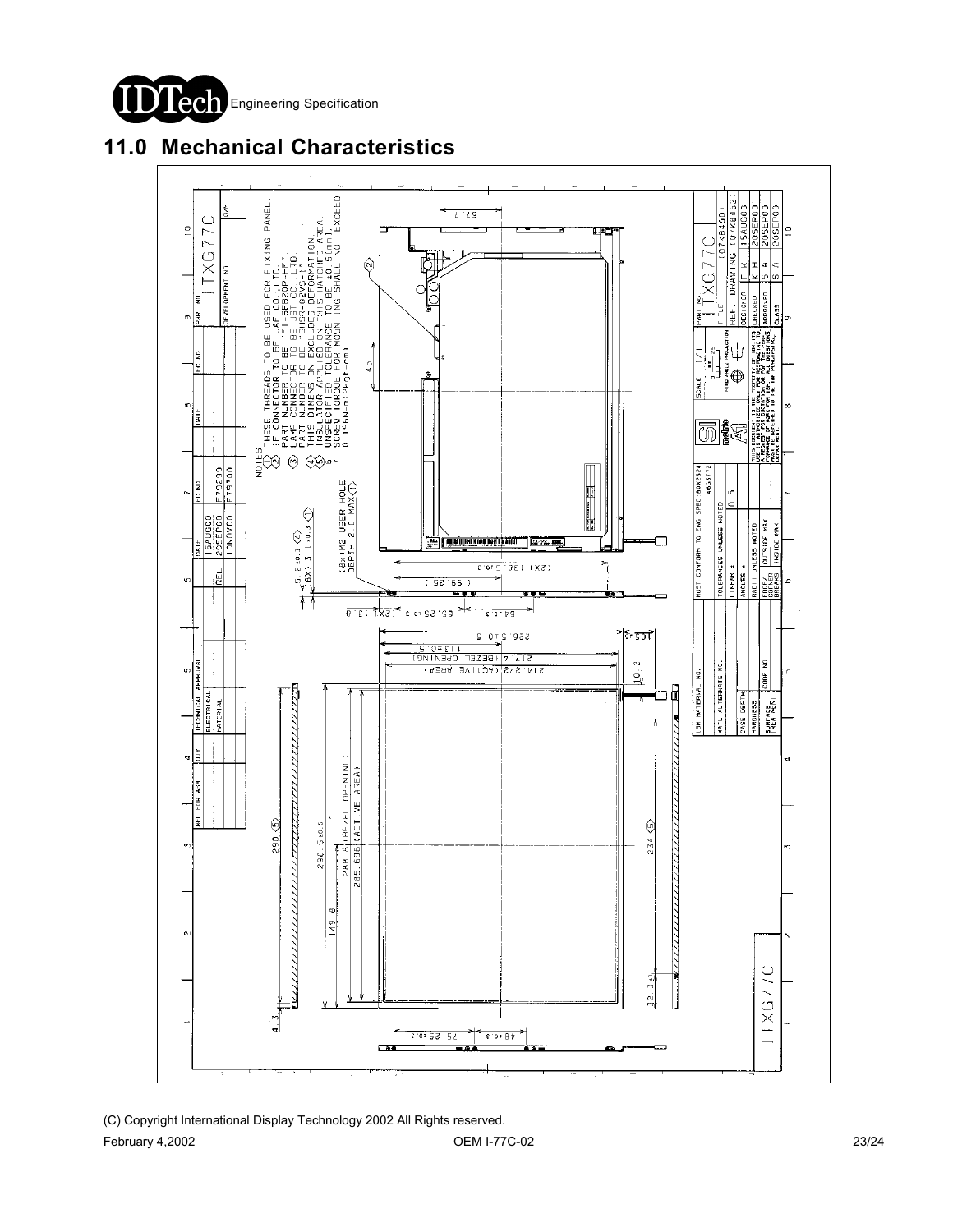## 11.0 Mechanical Characteristics

NOTES

1. THESE THREADS TO BE USED FOR FIXING PANEL.
2. IF CONNECTOR TO BE JAE CO.,LTD. PART NUMBER TO BE "FI-SE20P-HF".
3. LAMP CONNECTOR TO BE JST CO.,LTD. PART NUMBER TO BE "BHSR-02VS-1".
4. THIS DIMENSION EXCLUDES DEFORMATION.
5. INSULATOR APPLIED ON THIS HATCHED AREA.
6. UNSPECIFIED TOLERANCE TO BE ±0.5[mm].
7. SCREW TORQUE FOR MOUNTING SHALL NOT EXCEED 0.196N-m(2kgf-cm)

(C) Copyright International Display Technology 2002 All Rights reserved.

February 4,2002 OEM I-77C-02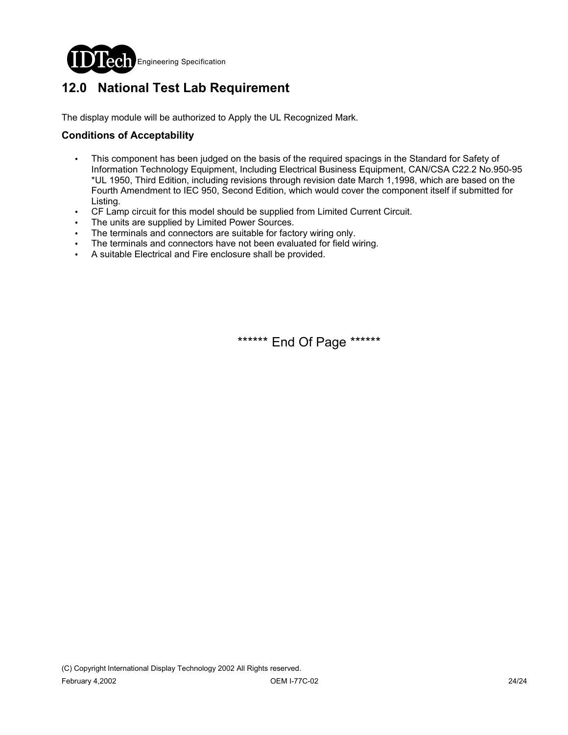## 12.0 National Test Lab Requirement

The display module will be authorized to Apply the UL Recognized Mark.

### Conditions of Acceptability

- This component has been judged on the basis of the required spacings in the Standard for Safety of Information Technology Equipment, Including Electrical Business Equipment, CAN/CSA C22.2 No.950-95 *UL 1950, Third Edition, including revisions through revision date March 1,1998, which are based on the Fourth Amendment to IEC 950, Second Edition, which would cover the component itself if submitted for Listing.
- CF Lamp circuit for this model should be supplied from Limited Current Circuit.
- The units are supplied by Limited Power Sources.
- The terminals and connectors are suitable for factory wiring only.
- The terminals and connectors have not been evaluated for field wiring.
- A suitable Electrical and Fire enclosure shall be provided.

****** End Of Page ******

(C) Copyright International Display Technology 2002 All Rights reserved.

February 4,2002 OEM I-77C-02